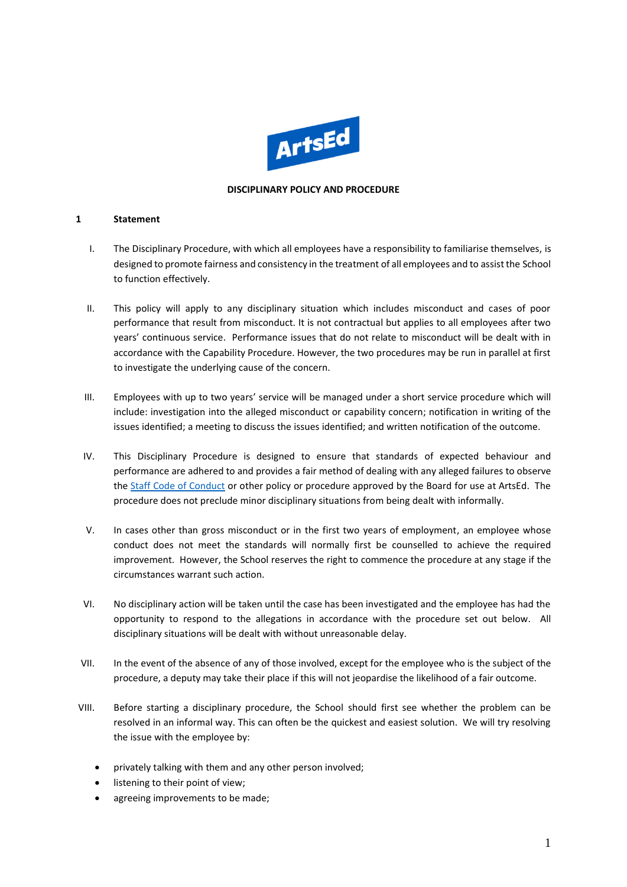ArtsEd

# DISCIPLINARY POLICY AND PROCEDURE

## 1 Statement

I. The Disciplinary Procedure, with which all employees have a responsibility to familiarise themselves, is designed to promote fairness and consistency in the treatment of all employees and to assist the School to function effectively.

II. This policy will apply to any disciplinary situation which includes misconduct and cases of poor performance that result from misconduct. It is not contractual but applies to all employees after two years' continuous service. Performance issues that do not relate to misconduct will be dealt with in accordance with the Capability Procedure. However, the two procedures may be run in parallel at first to investigate the underlying cause of the concern.

III. Employees with up to two years' service will be managed under a short service procedure which will include: investigation into the alleged misconduct or capability concern; notification in writing of the issues identified; a meeting to discuss the issues identified; and written notification of the outcome.

IV. This Disciplinary Procedure is designed to ensure that standards of expected behaviour and performance are adhered to and provides a fair method of dealing with any alleged failures to observe the Staff Code of Conduct or other policy or procedure approved by the Board for use at ArtsEd. The procedure does not preclude minor disciplinary situations from being dealt with informally.

V. In cases other than gross misconduct or in the first two years of employment, an employee whose conduct does not meet the standards will normally first be counselled to achieve the required improvement. However, the School reserves the right to commence the procedure at any stage if the circumstances warrant such action.

VI. No disciplinary action will be taken until the case has been investigated and the employee has had the opportunity to respond to the allegations in accordance with the procedure set out below. All disciplinary situations will be dealt with without unreasonable delay.

VII. In the event of the absence of any of those involved, except for the employee who is the subject of the procedure, a deputy may take their place if this will not jeopardise the likelihood of a fair outcome.

VIII. Before starting a disciplinary procedure, the School should first see whether the problem can be resolved in an informal way. This can often be the quickest and easiest solution. We will try resolving the issue with the employee by:

- privately talking with them and any other person involved;
- listening to their point of view;
- agreeing improvements to be made;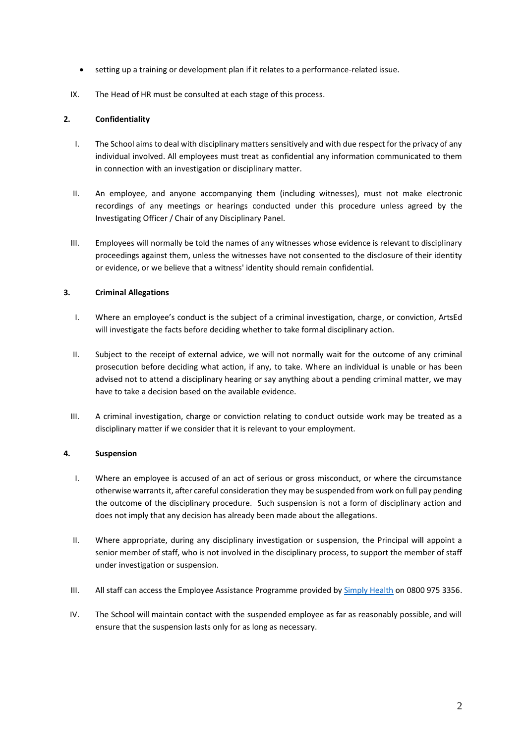- setting up a training or development plan if it relates to a performance-related issue.

IX. The Head of HR must be consulted at each stage of this process.

**2. Confidentiality**

I. The School aims to deal with disciplinary matters sensitively and with due respect for the privacy of any individual involved. All employees must treat as confidential any information communicated to them in connection with an investigation or disciplinary matter.

II. An employee, and anyone accompanying them (including witnesses), must not make electronic recordings of any meetings or hearings conducted under this procedure unless agreed by the Investigating Officer / Chair of any Disciplinary Panel.

III. Employees will normally be told the names of any witnesses whose evidence is relevant to disciplinary proceedings against them, unless the witnesses have not consented to the disclosure of their identity or evidence, or we believe that a witness' identity should remain confidential.

**3. Criminal Allegations**

I. Where an employee's conduct is the subject of a criminal investigation, charge, or conviction, ArtsEd will investigate the facts before deciding whether to take formal disciplinary action.

II. Subject to the receipt of external advice, we will not normally wait for the outcome of any criminal prosecution before deciding what action, if any, to take. Where an individual is unable or has been advised not to attend a disciplinary hearing or say anything about a pending criminal matter, we may have to take a decision based on the available evidence.

III. A criminal investigation, charge or conviction relating to conduct outside work may be treated as a disciplinary matter if we consider that it is relevant to your employment.

**4. Suspension**

I. Where an employee is accused of an act of serious or gross misconduct, or where the circumstance otherwise warrants it, after careful consideration they may be suspended from work on full pay pending the outcome of the disciplinary procedure. Such suspension is not a form of disciplinary action and does not imply that any decision has already been made about the allegations.

II. Where appropriate, during any disciplinary investigation or suspension, the Principal will appoint a senior member of staff, who is not involved in the disciplinary process, to support the member of staff under investigation or suspension.

III. All staff can access the Employee Assistance Programme provided by Simply Health on 0800 975 3356.

IV. The School will maintain contact with the suspended employee as far as reasonably possible, and will ensure that the suspension lasts only for as long as necessary.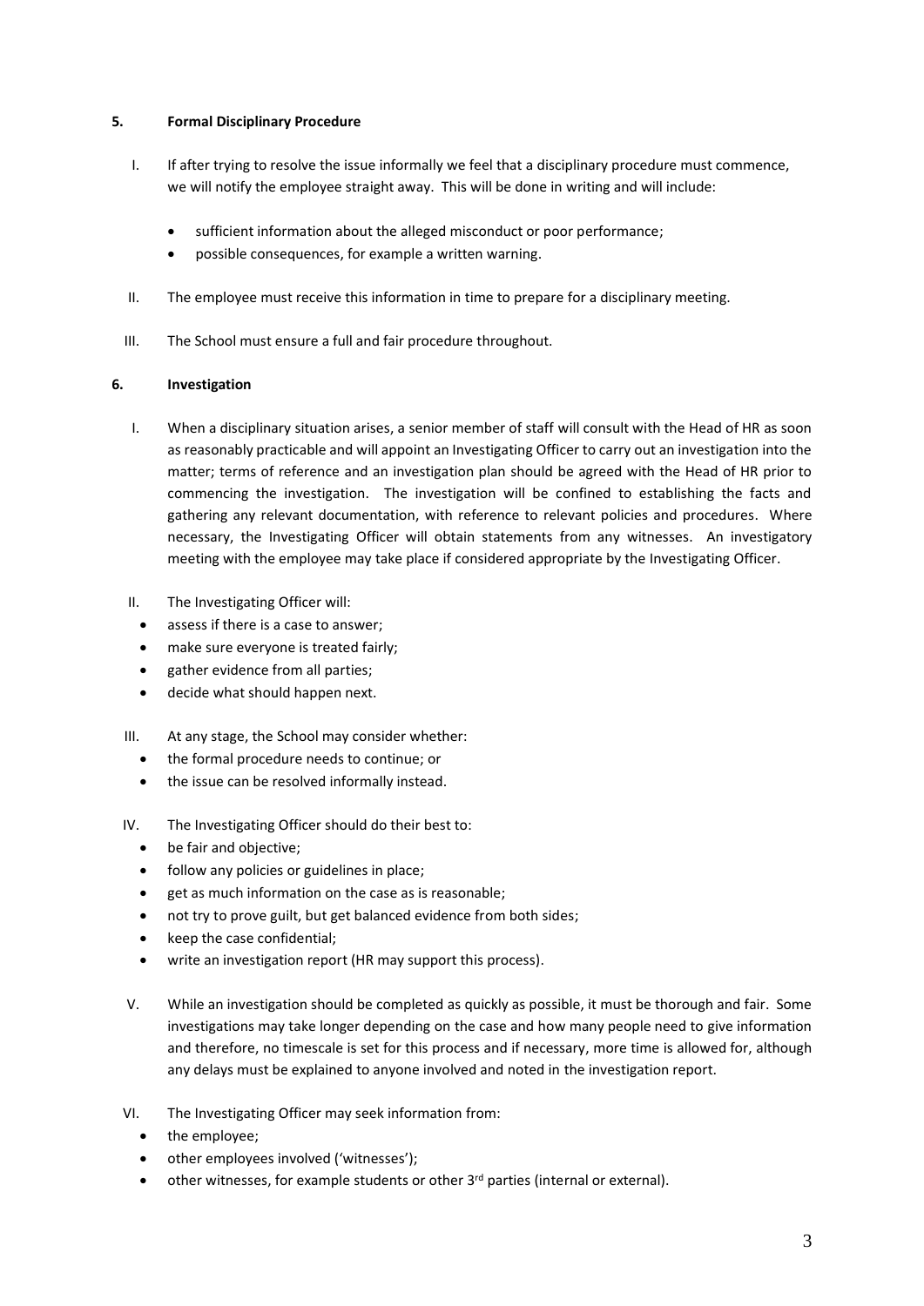## 5. Formal Disciplinary Procedure

I. If after trying to resolve the issue informally we feel that a disciplinary procedure must commence, we will notify the employee straight away. This will be done in writing and will include:

- sufficient information about the alleged misconduct or poor performance;
- possible consequences, for example a written warning.

II. The employee must receive this information in time to prepare for a disciplinary meeting.

III. The School must ensure a full and fair procedure throughout.

## 6. Investigation

I. When a disciplinary situation arises, a senior member of staff will consult with the Head of HR as soon as reasonably practicable and will appoint an Investigating Officer to carry out an investigation into the matter; terms of reference and an investigation plan should be agreed with the Head of HR prior to commencing the investigation. The investigation will be confined to establishing the facts and gathering any relevant documentation, with reference to relevant policies and procedures. Where necessary, the Investigating Officer will obtain statements from any witnesses. An investigatory meeting with the employee may take place if considered appropriate by the Investigating Officer.

II. The Investigating Officer will:

- assess if there is a case to answer;
- make sure everyone is treated fairly;
- gather evidence from all parties;
- decide what should happen next.

III. At any stage, the School may consider whether:

- the formal procedure needs to continue; or
- the issue can be resolved informally instead.

IV. The Investigating Officer should do their best to:

- be fair and objective;
- follow any policies or guidelines in place;
- get as much information on the case as is reasonable;
- not try to prove guilt, but get balanced evidence from both sides;
- keep the case confidential;
- write an investigation report (HR may support this process).

V. While an investigation should be completed as quickly as possible, it must be thorough and fair. Some investigations may take longer depending on the case and how many people need to give information and therefore, no timescale is set for this process and if necessary, more time is allowed for, although any delays must be explained to anyone involved and noted in the investigation report.

VI. The Investigating Officer may seek information from:

- the employee;
- other employees involved ('witnesses');
- other witnesses, for example students or other 3rd parties (internal or external).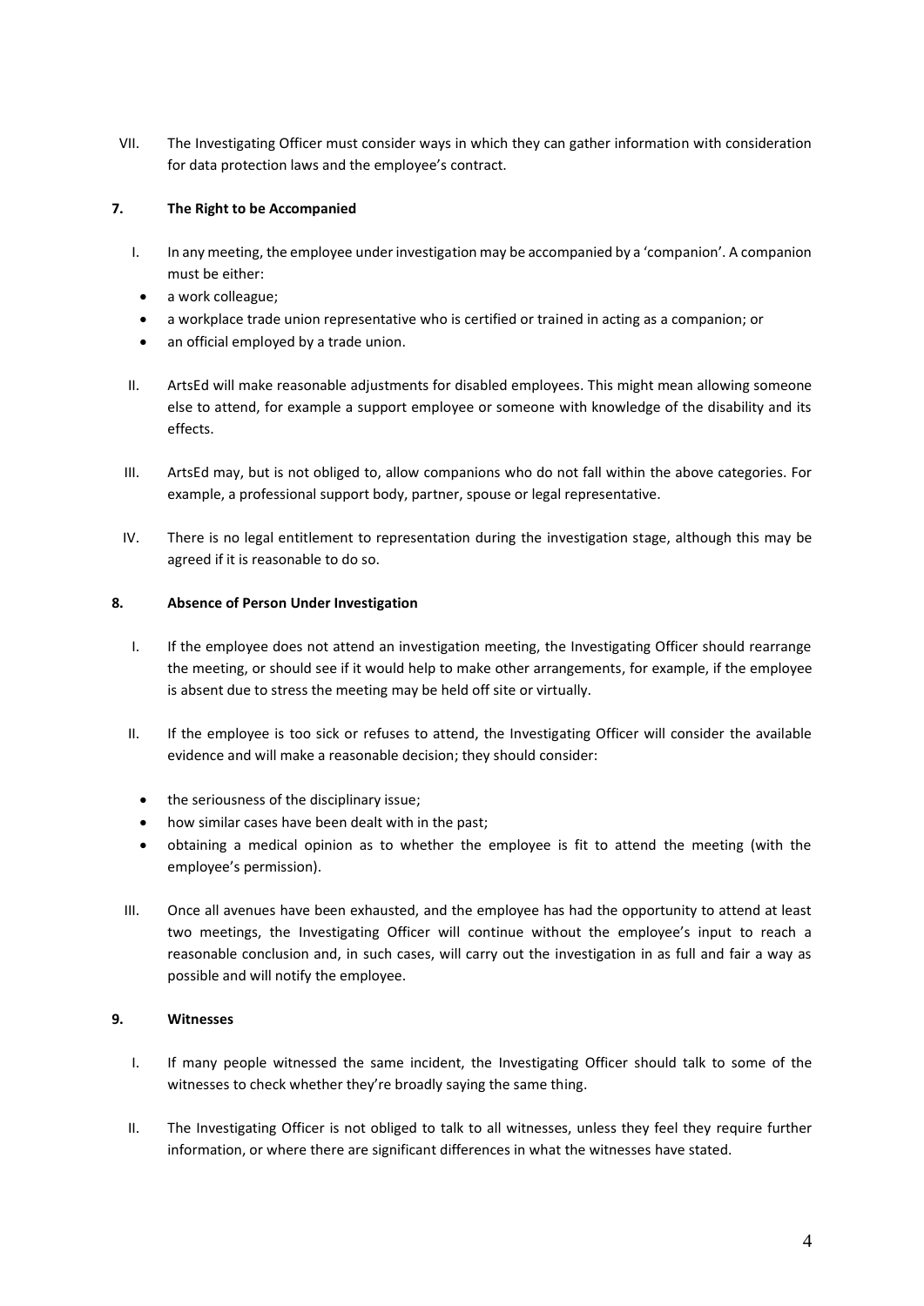VII. The Investigating Officer must consider ways in which they can gather information with consideration for data protection laws and the employee's contract.

**7. The Right to be Accompanied**

I. In any meeting, the employee under investigation may be accompanied by a 'companion'. A companion must be either:

- a work colleague;
- a workplace trade union representative who is certified or trained in acting as a companion; or
- an official employed by a trade union.

II. ArtsEd will make reasonable adjustments for disabled employees. This might mean allowing someone else to attend, for example a support employee or someone with knowledge of the disability and its effects.

III. ArtsEd may, but is not obliged to, allow companions who do not fall within the above categories. For example, a professional support body, partner, spouse or legal representative.

IV. There is no legal entitlement to representation during the investigation stage, although this may be agreed if it is reasonable to do so.

**8. Absence of Person Under Investigation**

I. If the employee does not attend an investigation meeting, the Investigating Officer should rearrange the meeting, or should see if it would help to make other arrangements, for example, if the employee is absent due to stress the meeting may be held off site or virtually.

II. If the employee is too sick or refuses to attend, the Investigating Officer will consider the available evidence and will make a reasonable decision; they should consider:

- the seriousness of the disciplinary issue;
- how similar cases have been dealt with in the past;
- obtaining a medical opinion as to whether the employee is fit to attend the meeting (with the employee's permission).

III. Once all avenues have been exhausted, and the employee has had the opportunity to attend at least two meetings, the Investigating Officer will continue without the employee's input to reach a reasonable conclusion and, in such cases, will carry out the investigation in as full and fair a way as possible and will notify the employee.

**9. Witnesses**

I. If many people witnessed the same incident, the Investigating Officer should talk to some of the witnesses to check whether they're broadly saying the same thing.

II. The Investigating Officer is not obliged to talk to all witnesses, unless they feel they require further information, or where there are significant differences in what the witnesses have stated.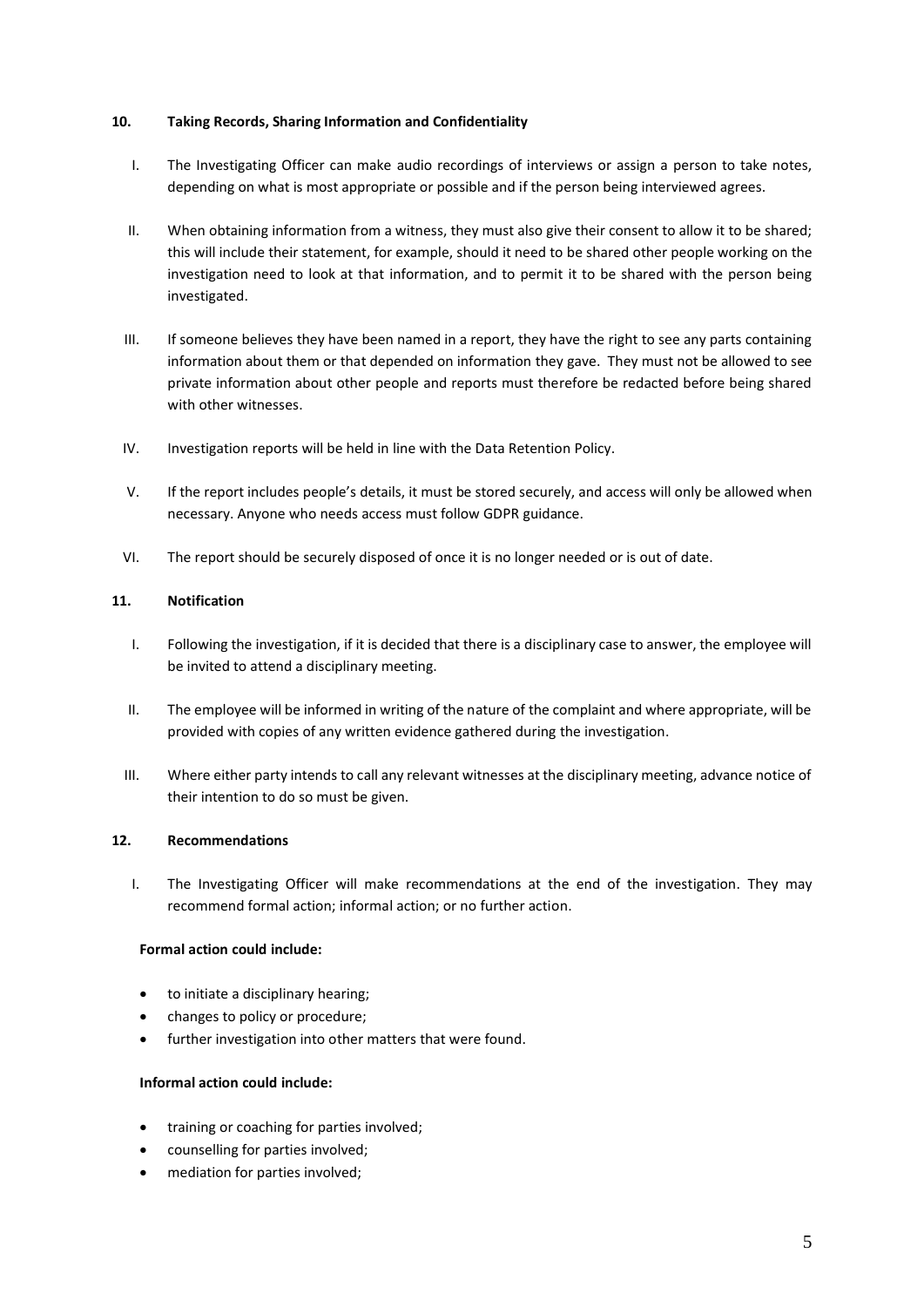## 10. Taking Records, Sharing Information and Confidentiality

I. The Investigating Officer can make audio recordings of interviews or assign a person to take notes, depending on what is most appropriate or possible and if the person being interviewed agrees.

II. When obtaining information from a witness, they must also give their consent to allow it to be shared; this will include their statement, for example, should it need to be shared other people working on the investigation need to look at that information, and to permit it to be shared with the person being investigated.

III. If someone believes they have been named in a report, they have the right to see any parts containing information about them or that depended on information they gave. They must not be allowed to see private information about other people and reports must therefore be redacted before being shared with other witnesses.

IV. Investigation reports will be held in line with the Data Retention Policy.

V. If the report includes people's details, it must be stored securely, and access will only be allowed when necessary. Anyone who needs access must follow GDPR guidance.

VI. The report should be securely disposed of once it is no longer needed or is out of date.

## 11. Notification

I. Following the investigation, if it is decided that there is a disciplinary case to answer, the employee will be invited to attend a disciplinary meeting.

II. The employee will be informed in writing of the nature of the complaint and where appropriate, will be provided with copies of any written evidence gathered during the investigation.

III. Where either party intends to call any relevant witnesses at the disciplinary meeting, advance notice of their intention to do so must be given.

## 12. Recommendations

I. The Investigating Officer will make recommendations at the end of the investigation. They may recommend formal action; informal action; or no further action.

**Formal action could include:**

- to initiate a disciplinary hearing;
- changes to policy or procedure;
- further investigation into other matters that were found.

**Informal action could include:**

- training or coaching for parties involved;
- counselling for parties involved;
- mediation for parties involved;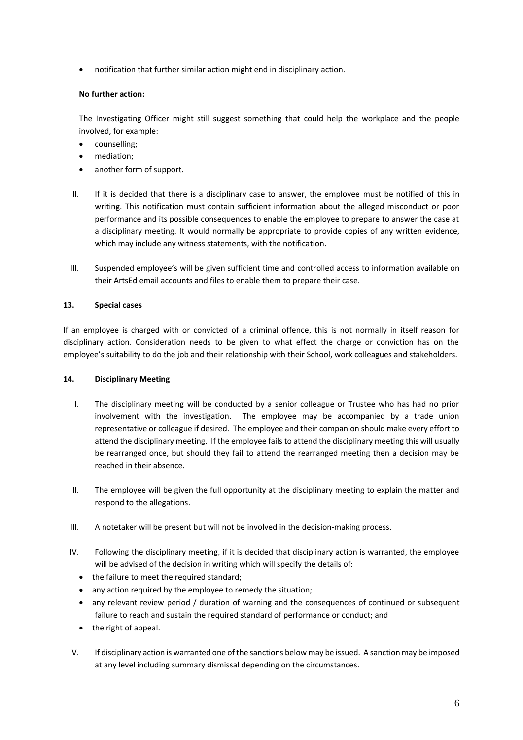- notification that further similar action might end in disciplinary action.

**No further action:**

The Investigating Officer might still suggest something that could help the workplace and the people involved, for example:

- counselling;
- mediation;
- another form of support.

II. If it is decided that there is a disciplinary case to answer, the employee must be notified of this in writing. This notification must contain sufficient information about the alleged misconduct or poor performance and its possible consequences to enable the employee to prepare to answer the case at a disciplinary meeting. It would normally be appropriate to provide copies of any written evidence, which may include any witness statements, with the notification.

III. Suspended employee's will be given sufficient time and controlled access to information available on their ArtsEd email accounts and files to enable them to prepare their case.

**13. Special cases**

If an employee is charged with or convicted of a criminal offence, this is not normally in itself reason for disciplinary action. Consideration needs to be given to what effect the charge or conviction has on the employee's suitability to do the job and their relationship with their School, work colleagues and stakeholders.

**14. Disciplinary Meeting**

I. The disciplinary meeting will be conducted by a senior colleague or Trustee who has had no prior involvement with the investigation. The employee may be accompanied by a trade union representative or colleague if desired. The employee and their companion should make every effort to attend the disciplinary meeting. If the employee fails to attend the disciplinary meeting this will usually be rearranged once, but should they fail to attend the rearranged meeting then a decision may be reached in their absence.

II. The employee will be given the full opportunity at the disciplinary meeting to explain the matter and respond to the allegations.

III. A notetaker will be present but will not be involved in the decision-making process.

IV. Following the disciplinary meeting, if it is decided that disciplinary action is warranted, the employee will be advised of the decision in writing which will specify the details of:

- the failure to meet the required standard;
- any action required by the employee to remedy the situation;
- any relevant review period / duration of warning and the consequences of continued or subsequent failure to reach and sustain the required standard of performance or conduct; and
- the right of appeal.

V. If disciplinary action is warranted one of the sanctions below may be issued. A sanction may be imposed at any level including summary dismissal depending on the circumstances.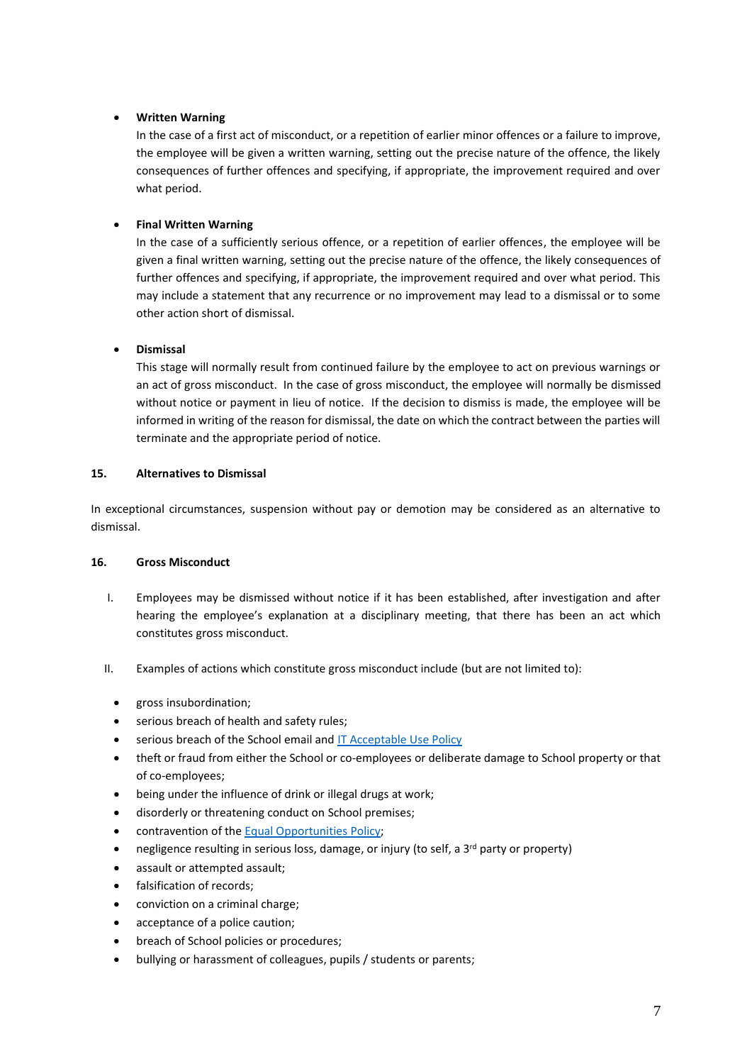- **Written Warning**
  In the case of a first act of misconduct, or a repetition of earlier minor offences or a failure to improve, the employee will be given a written warning, setting out the precise nature of the offence, the likely consequences of further offences and specifying, if appropriate, the improvement required and over what period.

- **Final Written Warning**
  In the case of a sufficiently serious offence, or a repetition of earlier offences, the employee will be given a final written warning, setting out the precise nature of the offence, the likely consequences of further offences and specifying, if appropriate, the improvement required and over what period. This may include a statement that any recurrence or no improvement may lead to a dismissal or to some other action short of dismissal.

- **Dismissal**
  This stage will normally result from continued failure by the employee to act on previous warnings or an act of gross misconduct. In the case of gross misconduct, the employee will normally be dismissed without notice or payment in lieu of notice. If the decision to dismiss is made, the employee will be informed in writing of the reason for dismissal, the date on which the contract between the parties will terminate and the appropriate period of notice.

**15. Alternatives to Dismissal**

In exceptional circumstances, suspension without pay or demotion may be considered as an alternative to dismissal.

**16. Gross Misconduct**

I. Employees may be dismissed without notice if it has been established, after investigation and after hearing the employee's explanation at a disciplinary meeting, that there has been an act which constitutes gross misconduct.

II. Examples of actions which constitute gross misconduct include (but are not limited to):

- gross insubordination;
- serious breach of health and safety rules;
- serious breach of the School email and IT Acceptable Use Policy
- theft or fraud from either the School or co-employees or deliberate damage to School property or that of co-employees;
- being under the influence of drink or illegal drugs at work;
- disorderly or threatening conduct on School premises;
- contravention of the Equal Opportunities Policy;
- negligence resulting in serious loss, damage, or injury (to self, a 3rd party or property)
- assault or attempted assault;
- falsification of records;
- conviction on a criminal charge;
- acceptance of a police caution;
- breach of School policies or procedures;
- bullying or harassment of colleagues, pupils / students or parents;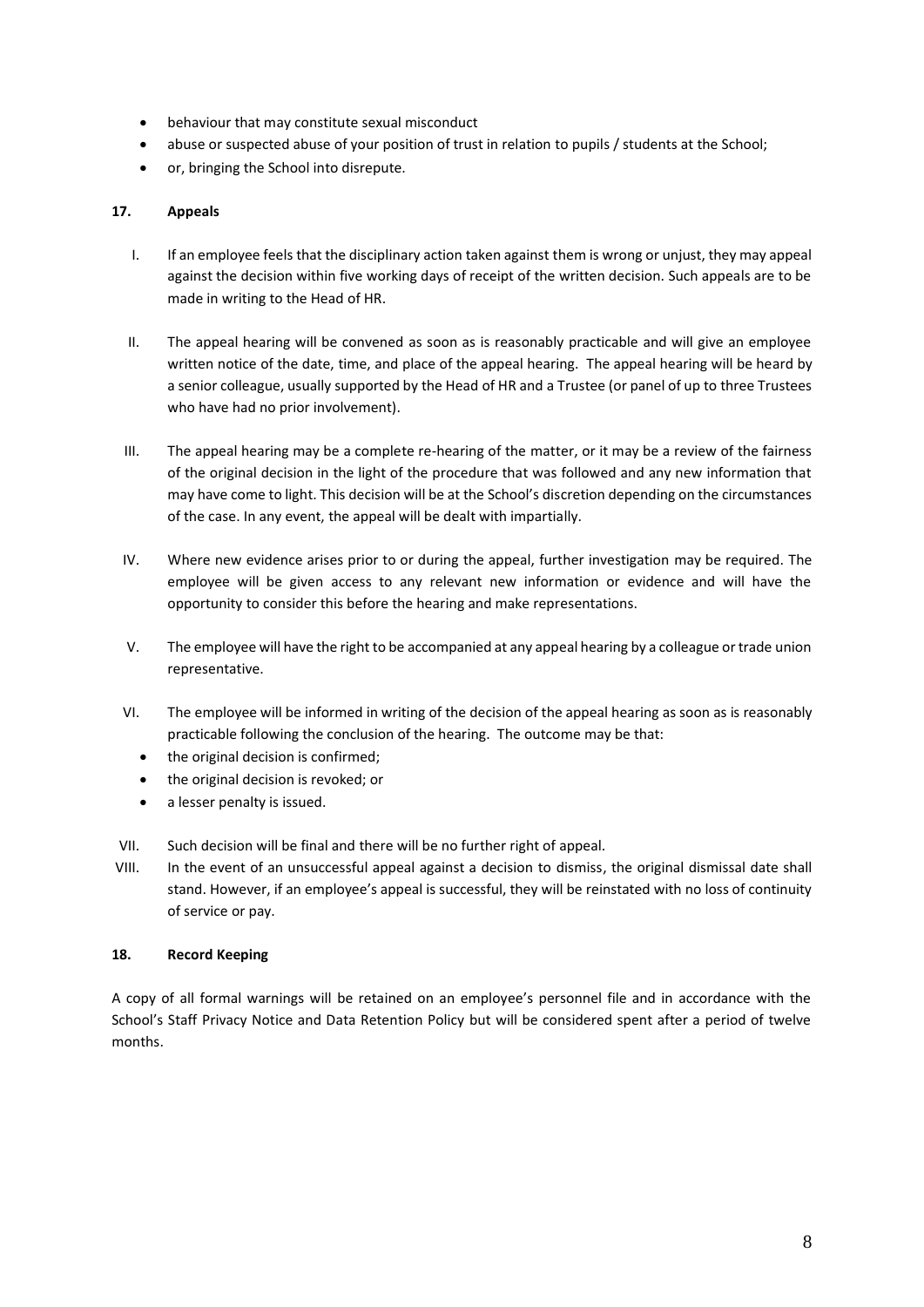- behaviour that may constitute sexual misconduct
- abuse or suspected abuse of your position of trust in relation to pupils / students at the School;
- or, bringing the School into disrepute.

### 17. Appeals

I. If an employee feels that the disciplinary action taken against them is wrong or unjust, they may appeal against the decision within five working days of receipt of the written decision. Such appeals are to be made in writing to the Head of HR.

II. The appeal hearing will be convened as soon as is reasonably practicable and will give an employee written notice of the date, time, and place of the appeal hearing. The appeal hearing will be heard by a senior colleague, usually supported by the Head of HR and a Trustee (or panel of up to three Trustees who have had no prior involvement).

III. The appeal hearing may be a complete re-hearing of the matter, or it may be a review of the fairness of the original decision in the light of the procedure that was followed and any new information that may have come to light. This decision will be at the School's discretion depending on the circumstances of the case. In any event, the appeal will be dealt with impartially.

IV. Where new evidence arises prior to or during the appeal, further investigation may be required. The employee will be given access to any relevant new information or evidence and will have the opportunity to consider this before the hearing and make representations.

V. The employee will have the right to be accompanied at any appeal hearing by a colleague or trade union representative.

VI. The employee will be informed in writing of the decision of the appeal hearing as soon as is reasonably practicable following the conclusion of the hearing. The outcome may be that:
   - the original decision is confirmed;
   - the original decision is revoked; or
   - a lesser penalty is issued.

VII. Such decision will be final and there will be no further right of appeal.

VIII. In the event of an unsuccessful appeal against a decision to dismiss, the original dismissal date shall stand. However, if an employee's appeal is successful, they will be reinstated with no loss of continuity of service or pay.

### 18. Record Keeping

A copy of all formal warnings will be retained on an employee's personnel file and in accordance with the School's Staff Privacy Notice and Data Retention Policy but will be considered spent after a period of twelve months.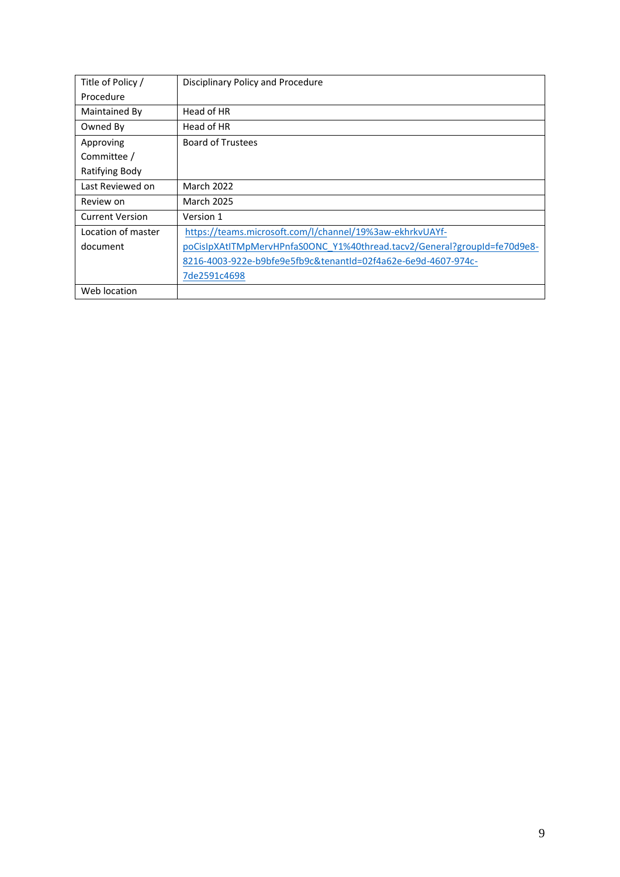| | |
|---|---|
| Title of Policy / Procedure | Disciplinary Policy and Procedure |
| Maintained By | Head of HR |
| Owned By | Head of HR |
| Approving Committee / Ratifying Body | Board of Trustees |
| Last Reviewed on | March 2022 |
| Review on | March 2025 |
| Current Version | Version 1 |
| Location of master document | https://teams.microsoft.com/l/channel/19%3aw-ekhrkvUAYf-poCisIpXAtITMpMervHPnfaS0ONC_Y1%40thread.tacv2/General?groupId=fe70d9e8-8216-4003-922e-b9bfe9e5fb9c&tenantId=02f4a62e-6e9d-4607-974c-7de2591c4698 |
| Web location | |